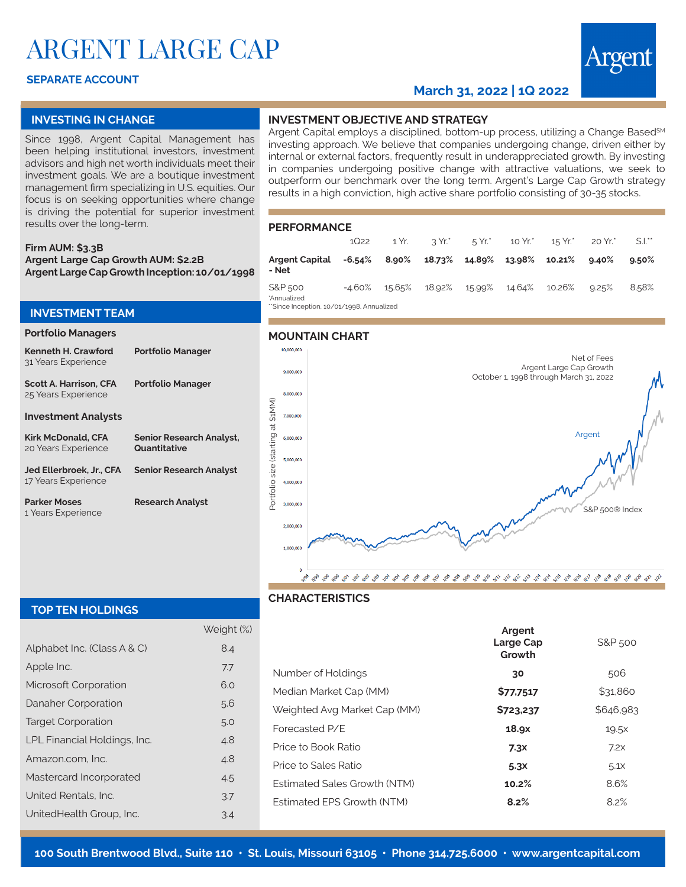# ARGENT LARGE CAP

**SEPARATE ACCOUNT**

**March 31, 2022 | 1Q 2022**

Argent

## INVESTING IN CHANGE

Since 1998, Argent Capital Management has been helping institutional investors, investment advisors and high net worth individuals meet their investment goals. We are a boutique investment management firm specializing in U.S. equities. Our focus is on seeking opportunities where change is driving the potential for superior investment results over the long-term.

**Firm AUM: $3.3B**
**Argent Large Cap Growth AUM: $2.2B**
**Argent Large Cap Growth Inception: 10/01/1998**

## INVESTMENT TEAM

### Portfolio Managers

| | |
|---|---|
| **Kenneth H. Crawford** 31 Years Experience | **Portfolio Manager** |
| **Scott A. Harrison, CFA** 25 Years Experience | **Portfolio Manager** |

### Investment Analysts

| | |
|---|---|
| **Kirk McDonald, CFA** 20 Years Experience | **Senior Research Analyst, Quantitative** |
| **Jed Ellerbroek, Jr., CFA** 17 Years Experience | **Senior Research Analyst** |
| **Parker Moses** 1 Years Experience | **Research Analyst** |

## TOP TEN HOLDINGS

| | Weight (%) |
|---|---|
| Alphabet Inc. (Class A & C) | 8.4 |
| Apple Inc. | 7.7 |
| Microsoft Corporation | 6.0 |
| Danaher Corporation | 5.6 |
| Target Corporation | 5.0 |
| LPL Financial Holdings, Inc. | 4.8 |
| Amazon.com, Inc. | 4.8 |
| Mastercard Incorporated | 4.5 |
| United Rentals, Inc. | 3.7 |
| UnitedHealth Group, Inc. | 3.4 |

## INVESTMENT OBJECTIVE AND STRATEGY

Argent Capital employs a disciplined, bottom-up process, utilizing a Change Based℠ investing approach. We believe that companies undergoing change, driven either by internal or external factors, frequently result in underappreciated growth. By investing in companies undergoing positive change with attractive valuations, we seek to outperform our benchmark over the long term. Argent's Large Cap Growth strategy results in a high conviction, high active share portfolio consisting of 30-35 stocks.

## PERFORMANCE

| | 1Q22 | 1 Yr. | 3 Yr.* | 5 Yr.* | 10 Yr.* | 15 Yr.* | 20 Yr.* | S.I.** |
|---|---|---|---|---|---|---|---|---|
| **Argent Capital - Net** | **-6.54%** | **8.90%** | **18.73%** | **14.89%** | **13.98%** | **10.21%** | **9.40%** | **9.50%** |
| S&P 500 | -4.60% | 15.65% | 18.92% | 15.99% | 14.64% | 10.26% | 9.25% | 8.58% |

*Annualized
**Since Inception, 10/01/1998, Annualized

## MOUNTAIN CHART

Net of Fees
Argent Large Cap Growth
October 1, 1998 through March 31, 2022

## CHARACTERISTICS

| | Argent Large Cap Growth | S&P 500 |
|---|---|---|
| Number of Holdings | **30** | 506 |
| Median Market Cap (MM) | **$77,7517** | $31,860 |
| Weighted Avg Market Cap (MM) | **$723,237** | $646,983 |
| Forecasted P/E | **18.9x** | 19.5x |
| Price to Book Ratio | **7.3x** | 7.2x |
| Price to Sales Ratio | **5.3x** | 5.1x |
| Estimated Sales Growth (NTM) | **10.2%** | 8.6% |
| Estimated EPS Growth (NTM) | **8.2%** | 8.2% |

**100 South Brentwood Blvd., Suite 110 • St. Louis, Missouri 63105 • Phone 314.725.6000 • www.argentcapital.com**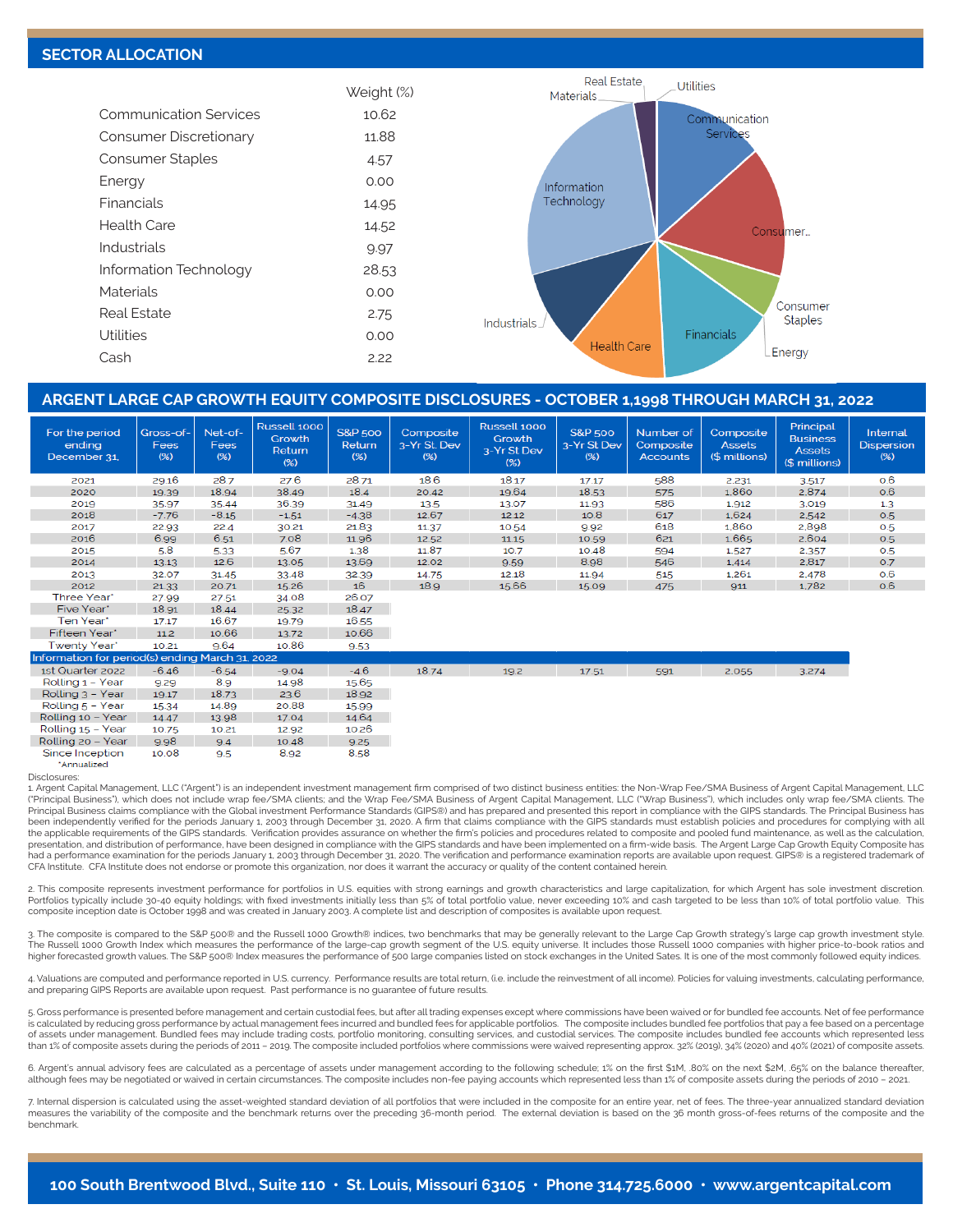## SECTOR ALLOCATION

| | Weight (%) |
|---|---|
| Communication Services | 10.62 |
| Consumer Discretionary | 11.88 |
| Consumer Staples | 4.57 |
| Energy | 0.00 |
| Financials | 14.95 |
| Health Care | 14.52 |
| Industrials | 9.97 |
| Information Technology | 28.53 |
| Materials | 0.00 |
| Real Estate | 2.75 |
| Utilities | 0.00 |
| Cash | 2.22 |

Real Estate
Utilities
Materials
Communication Services
Information Technology
Consumer...
Consumer Staples
Industrials
Energy
Financials
Health Care

## ARGENT LARGE CAP GROWTH EQUITY COMPOSITE DISCLOSURES - OCTOBER 1,1998 THROUGH MARCH 31, 2022

| For the period ending December 31, | Gross-of-Fees (%) | Net-of-Fees (%) | Russell 1000 Growth Return (%) | S&P 500 Return (%) | Composite 3-Yr St. Dev (%) | Russell 1000 Growth 3-Yr St Dev (%) | S&P 500 3-Yr St Dev (%) | Number of Composite Accounts | Composite Assets ($ millions) | Principal Business Assets ($ millions) | Internal Dispersion (%) |
|---|---|---|---|---|---|---|---|---|---|---|---|
| 2021 | 29.16 | 28.7 | 27.6 | 28.71 | 18.6 | 18.17 | 17.17 | 588 | 2,231 | 3,517 | 0.6 |
| 2020 | 19.39 | 18.94 | 38.49 | 18.4 | 20.42 | 19.64 | 18.53 | 575 | 1,860 | 2,874 | 0.6 |
| 2019 | 35.97 | 35.44 | 36.39 | 31.49 | 13.5 | 13.07 | 11.93 | 586 | 1,912 | 3,019 | 1.3 |
| 2018 | -7.76 | -8.15 | -1.51 | -4.38 | 12.67 | 12.12 | 10.8 | 617 | 1,624 | 2,542 | 0.5 |
| 2017 | 22.93 | 22.4 | 30.21 | 21.83 | 11.37 | 10.54 | 9.92 | 618 | 1,860 | 2,898 | 0.5 |
| 2016 | 6.99 | 6.51 | 7.08 | 11.96 | 12.52 | 11.15 | 10.59 | 621 | 1,665 | 2,604 | 0.5 |
| 2015 | 5.8 | 5.33 | 5.67 | 1.38 | 11.87 | 10.7 | 10.48 | 594 | 1,527 | 2,357 | 0.5 |
| 2014 | 13.13 | 12.6 | 13.05 | 13.69 | 12.02 | 9.59 | 8.98 | 546 | 1,414 | 2,817 | 0.7 |
| 2013 | 32.07 | 31.45 | 33.48 | 32.39 | 14.75 | 12.18 | 11.94 | 515 | 1,261 | 2,478 | 0.5 |
| 2012 | 21.33 | 20.71 | 15.26 | 16 | 18.9 | 15.66 | 15.09 | 475 | 911 | 1,782 | 0.6 |
| Three Year* | 27.99 | 27.51 | 34.08 | 26.07 | | | | | | | |
| Five Year* | 18.91 | 18.44 | 25.32 | 18.47 | | | | | | | |
| Ten Year* | 17.17 | 16.67 | 19.79 | 16.55 | | | | | | | |
| Fifteen Year* | 11.2 | 10.66 | 13.72 | 10.66 | | | | | | | |
| Twenty Year* | 10.21 | 9.64 | 10.86 | 9.53 | | | | | | | |
| **Information for period(s) ending March 31, 2022** | | | | | | | | | | | |
| 1st Quarter 2022 | -6.46 | -6.54 | -9.04 | -4.6 | 18.74 | 19.2 | 17.51 | 591 | 2,055 | 3,274 | |
| Rolling 1 – Year | 9.29 | 8.9 | 14.98 | 15.65 | | | | | | | |
| Rolling 3 – Year | 19.17 | 18.73 | 23.6 | 18.92 | | | | | | | |
| Rolling 5 – Year | 15.34 | 14.89 | 20.88 | 15.99 | | | | | | | |
| Rolling 10 – Year | 14.47 | 13.98 | 17.04 | 14.64 | | | | | | | |
| Rolling 15 – Year | 10.75 | 10.21 | 12.92 | 10.26 | | | | | | | |
| Rolling 20 – Year | 9.98 | 9.4 | 10.48 | 9.25 | | | | | | | |
| Since Inception | 10.08 | 9.5 | 8.92 | 8.58 | | | | | | | |

*Annualized

Disclosures:

1. Argent Capital Management, LLC ("Argent") is an independent investment management firm comprised of two distinct business entities: the Non-Wrap Fee/SMA Business of Argent Capital Management, LLC ("Principal Business"), which does not include wrap fee/SMA clients; and the Wrap Fee/SMA Business of Argent Capital Management, LLC ("Wrap Business"), which includes only wrap fee/SMA clients. The Principal Business claims compliance with the Global Investment Performance Standards (GIPS®) and has prepared and presented this report in compliance with the GIPS standards. The Principal Business has been independently verified for the periods January 1, 2003 through December 31, 2020. A firm that claims compliance with the GIPS standards must establish policies and procedures for complying with all the applicable requirements of the GIPS standards. Verification provides assurance on whether the firm's policies and procedures related to composite and pooled fund maintenance, as well as the calculation, presentation, and distribution of performance, have been designed in compliance with the GIPS standards and have been implemented on a firm-wide basis. The Argent Large Cap Growth Equity Composite has had a performance examination for the periods January 1, 2003 through December 31, 2020. The verification and performance examination reports are available upon request. GIPS® is a registered trademark of CFA Institute. CFA Institute does not endorse or promote this organization, nor does it warrant the accuracy or quality of the content contained herein.

2. This composite represents investment performance for portfolios in U.S. equities with strong earnings and growth characteristics and large capitalization, for which Argent has sole investment discretion. Portfolios typically include 30-40 equity holdings; with fixed investments initially less than 5% of total portfolio value, never exceeding 10% and cash targeted to be less than 10% of total portfolio value. This composite inception date is October 1998 and was created in January 2003. A complete list and description of composites is available upon request.

3. The composite is compared to the S&P 500® and the Russell 1000 Growth® indices, two benchmarks that may be generally relevant to the Large Cap Growth strategy's large cap growth investment style. The Russell 1000 Growth Index which measures the performance of the large-cap growth segment of the U.S. equity universe. It includes those Russell 1000 companies with higher price-to-book ratios and higher forecasted growth values. The S&P 500® Index measures the performance of 500 large companies listed on stock exchanges in the United Sates. It is one of the most commonly followed equity indices.

4. Valuations are computed and performance reported in U.S. currency. Performance results are total return, (i.e. include the reinvestment of all income). Policies for valuing investments, calculating performance, and preparing GIPS Reports are available upon request. Past performance is no guarantee of future results.

5. Gross performance is presented before management and certain custodial fees, but after all trading expenses except where commissions have been waived or for bundled fee accounts. Net of fee performance is calculated by reducing gross performance by actual management fees incurred and bundled fees for applicable portfolios. The composite includes bundled fee portfolios that pay a fee based on a percentage of assets under management. Bundled fees may include trading costs, portfolio monitoring, consulting services, and custodial services. The composite includes bundled fee accounts which represented less than 1% of composite assets during the periods of 2011 – 2019. The composite included portfolios where commissions were waived representing approx. 32% (2019), 34% (2020) and 40% (2021) of composite assets.

6. Argent's annual advisory fees are calculated as a percentage of assets under management according to the following schedule; 1% on the first $1M, .80% on the next $2M, .65% on the balance thereafter, although fees may be negotiated or waived in certain circumstances. The composite includes non-fee paying accounts which represented less than 1% of composite assets during the periods of 2010 – 2021.

7. Internal dispersion is calculated using the asset-weighted standard deviation of all portfolios that were included in the composite for an entire year, net of fees. The three-year annualized standard deviation measures the variability of the composite and the benchmark returns over the preceding 36-month period. The external deviation is based on the 36 month gross-of-fees returns of the composite and the benchmark.

**100 South Brentwood Blvd., Suite 110 • St. Louis, Missouri 63105 • Phone 314.725.6000 • www.argentcapital.com**